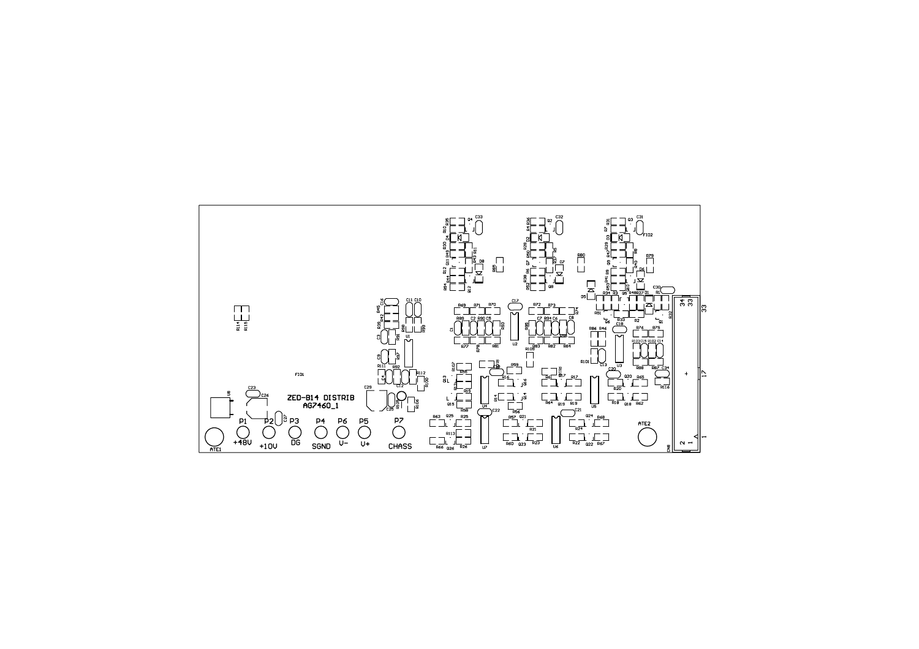ZED-B14 DISTRIB

AG7460_1

P1 +48V

P2 +10V

P3 DG

P4 SGND

P6 V-

P5 V+

P7 CHASS

ATE1

ATE2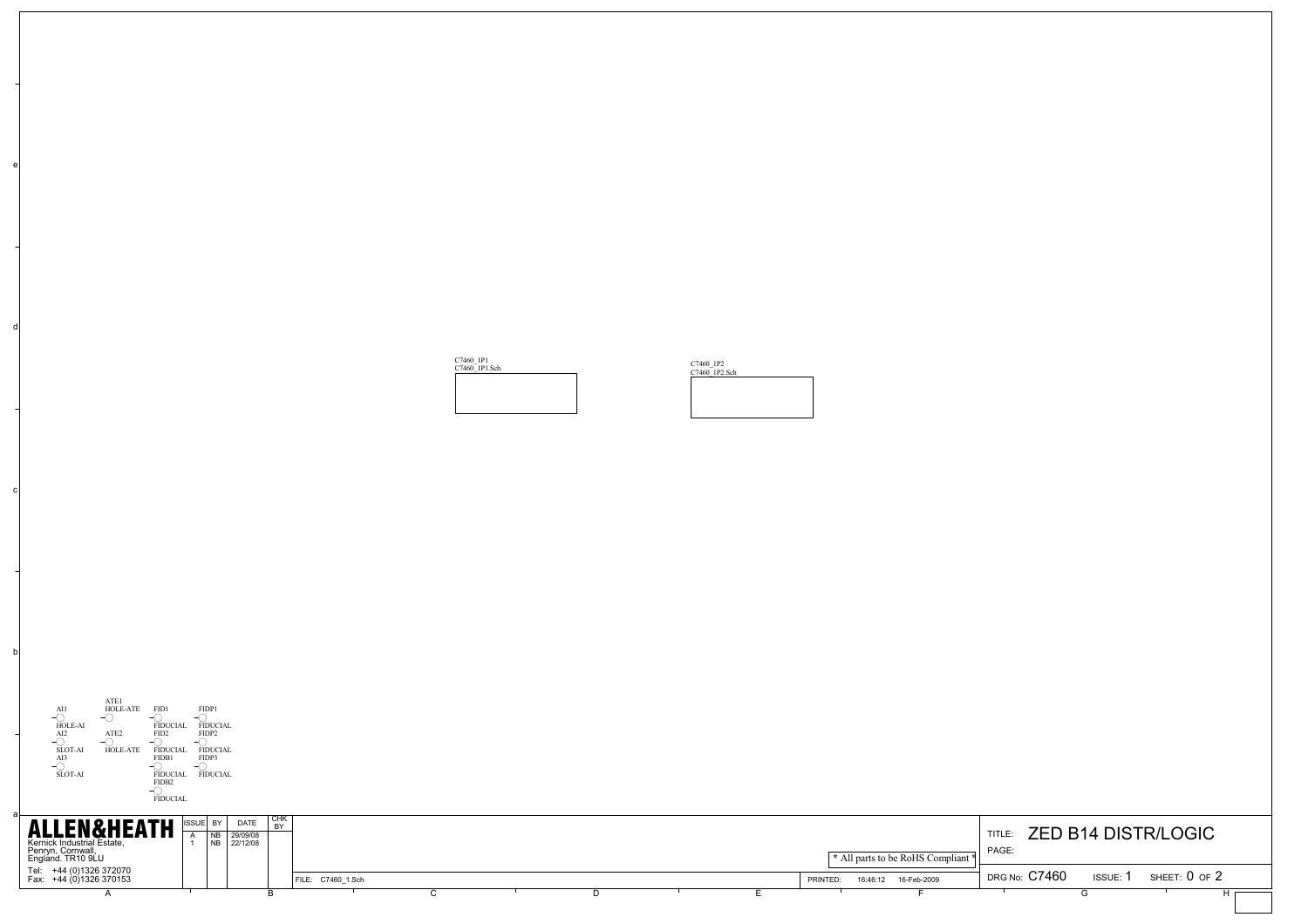C7460_1P1
C7460_1P1.Sch

C7460_1P2
C7460_1P2.Sch

AI1 HOLE-AI
AI2 SLOT-AI
AI3 SLOT-AI

ATE1 HOLE-ATE
ATE2 HOLE-ATE

FID1 FIDUCIAL
FID2 FIDUCIAL
FIDB1 FIDUCIAL
FIDB2 FIDUCIAL

FIDP1 FIDUCIAL
FIDP2 FIDUCIAL
FIDP3 FIDUCIAL

**ALLEN&HEATH**
Kernick Industrial Estate,
Penryn, Cornwall,
England. TR10 9LU
Tel: +44 (0)1326 372070
Fax: +44 (0)1326 370153

| ISSUE | BY | DATE | CHK BY |
|---|---|---|---|
| A | NB | 29/09/08 | |
| 1 | NB | 22/12/08 | |

FILE: C7460_1.Sch

* All parts to be RoHS Compliant *

PRINTED: 16:46:12 16-Feb-2009

TITLE: ZED B14 DISTR/LOGIC
PAGE:

DRG No: C7460 ISSUE: 1 SHEET: 0 OF 2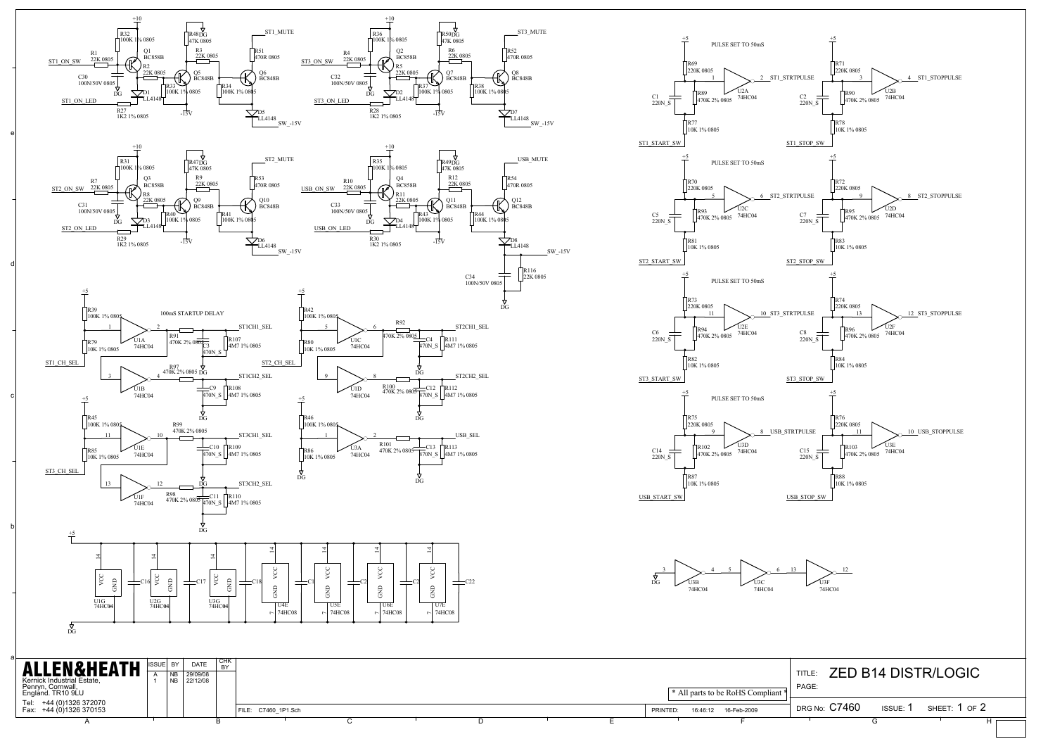ALLEN&HEATH

Kernick Industrial Estate,
Penryn, Cornwall,
England. TR10 9LU

Tel: +44 (0)1326 372070
Fax: +44 (0)1326 370153

| ISSUE | BY | DATE | CHK BY |
|---|---|---|---|
| A | NB | 29/09/08 | |
| 1 | NB | 22/12/08 | |

FILE: C7460_1P1.Sch

\* All parts to be RoHS Compliant \*

PRINTED: 16:46:12 16-Feb-2009

TITLE: ZED B14 DISTR/LOGIC

PAGE:

DRG No: C7460 ISSUE: 1 SHEET: 1 OF 2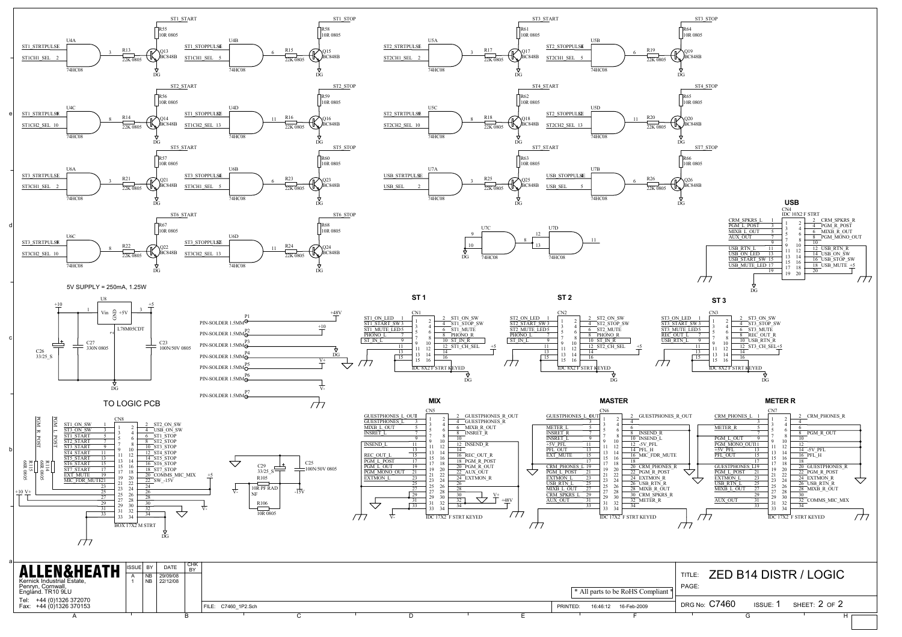ST1_START ST1_STOP ST3_START ST3_STOP

U4A R55 10R 0805 U4B R58 10R 0805 U5A R61 10R 0805 U5B R64 10R 0805

ST1_STRTPULSE 1, ST1CH1_SEL 2, 3, R13 22K 0805, Q13 BC848B, ST1_STOPPULSE 4, ST1CH1_SEL 5, 6, R15 22K 0805, Q15 BC848B, ST2_STRTPULSE 1, ST2CH1_SEL 2, 3, R17 22K 0805, Q17 BC848B, ST2_STOPPULSE 4, ST2CH1_SEL 5, 6, R19 22K 0805, Q19 BC848B

ST2_START ST2_STOP ST4_START ST4_STOP

U4C R56 10R 0805 U4D R59 10R 0805 U5C R62 10R 0805 U5D R65 10R 0805

ST1_STRTPULSE 9, ST1CH2_SEL 10, 8, R14 22K 0805, Q14 BC848B, ST1_STOPPULSE 12, ST1CH2_SEL 13, 11, R16 22K 0805, Q16 BC848B, ST2_STRTPULSE 9, ST2CH2_SEL 10, 8, R18 22K 0805, Q18 BC848B, ST2_STOPPULSE 12, ST2CH2_SEL 13, 11, R20 22K 0805, Q20 BC848B

ST5_START ST5_STOP ST7_START ST7_STOP

U6A R57 10R 0805 U6B R60 10R 0805 U7A R63 10R 0805 U7B R66 10R 0805

ST3_STRTPULSE 1, ST3CH1_SEL 2, 3, R21 22K 0805, Q21 BC848B, ST3_STOPPULSE 4, ST3CH1_SEL 5, 6, R23 22K 0805, Q23 BC848B, USB_STRTPULSE 1, USB_SEL 2, 3, R25 22K 0805, Q25 BC848B, USB_STOPPULSE 4, USB_SEL 5, 6, R26 22K 0805, Q26 BC848B

ST6_START ST6_STOP

U6C R67 10R 0805 U6D R68 10R 0805

ST3_STRTPULSE 9, ST3CH2_SEL 10, 8, R22 22K 0805, Q22 BC848B, ST3_STOPPULSE 12, ST3CH2_SEL 13, 11, R24 22K 0805, Q24 BC848B

U7C 9, 10, 8, 74HC08; U7D 12, 13, 11, 74HC08

74HC08 DG

## USB

CN4 IDC 10X2 F STRT

| | | | |
|---|---|---|---|
| CRM_SPKRS_L | 1 | 2 | CRM_SPKRS_R |
| PGM_L_POST | 3 | 4 | PGM_R_POST |
| MIXB_L_OUT | 5 | 6 | MIXB_R_OUT |
| AUX_OUT | 7 | 8 | PGM_MONO_OUT |
| | 9 | 10 | |
| USB_RTN_L | 11 | 12 | USB_RTN_R |
| USB_ON_LED | 13 | 14 | USB_ON_SW |
| USB_START_SW | 15 | 16 | USB_STOP_SW |
| USB_MUTE_LED | 17 | 18 | USB_MUTE +5 |
| | 19 | 20 | |

5V SUPPLY = 250mA, 1.25W

U8 L78M05CDT, Vin 1, +5V 3, GND 2; +10, +5; C26 33/25_S; C27 330N 0805; C23 100N/50V 0805; DG

PIN-SOLDER 1.5MM P1 +48V; PIN-SOLDER 1.5MM P2 +10; PIN-SOLDER 1.5MM P3 DG; PIN-SOLDER 1.5MM P4 V+; PIN-SOLDER 1.5MM P5; PIN-SOLDER 1.5MM P6 V-; PIN-SOLDER 1.5MM P7

## ST 1

CN1 IDC 8X2 F STRT KEYED

| | | | |
|---|---|---|---|
| ST1_ON_LED | 1 | 2 | ST1_ON_SW |
| ST1_START_SW | 3 | 4 | ST1_STOP_SW |
| ST1_MUTE_LED | 5 | 6 | ST1_MUTE |
| PHONO_L | 7 | 8 | PHONO_R |
| ST_IN_L | 9 | 10 | ST_IN_R |
| | 11 | 12 | ST1_CH_SEL +5 |
| | 13 | 14 | |
| | 15 | 16 | |

## ST 2

CN2 IDC 8X2 F STRT KEYED

| | | | |
|---|---|---|---|
| ST2_ON_LED | 1 | 2 | ST2_ON_SW |
| ST2_START_SW | 3 | 4 | ST2_STOP_SW |
| ST2_MUTE_LED | 5 | 6 | ST2_MUTE |
| PHONO_L | 7 | 8 | PHONO_R |
| ST_IN_L | 9 | 10 | ST_IN_R |
| | 11 | 12 | ST2_CH_SEL +5 |
| | 13 | 14 | |
| | 15 | 16 | |

## ST 3

CN3 IDC 8X2 F STRT KEYED

| | | | |
|---|---|---|---|
| ST3_ON_LED | 1 | 2 | ST3_ON_SW |
| ST3_START_SW | 3 | 4 | ST3_STOP_SW |
| ST3_MUTE_LED | 5 | 6 | ST3_MUTE |
| REC_OUT_L | 7 | 8 | REC_OUT_R |
| USB_RTN_L | 9 | 10 | USB_RTN_R |
| | 11 | 12 | ST3_CH_SEL +5 |
| | 13 | 14 | |
| | 15 | 16 | |

## TO LOGIC PCB

CN8 BOX 17X2 M STRT

| | | | |
|---|---|---|---|
| ST1_ON_SW | 1 | 2 | ST2_ON_SW |
| ST3_ON_SW | 3 | 4 | USB_ON_SW |
| ST1_START | 5 | 6 | ST1_STOP |
| ST2_START | 7 | 8 | ST2_STOP |
| ST3_START | 9 | 10 | ST3_STOP |
| ST4_START | 11 | 12 | ST4_STOP |
| ST5_START | 13 | 14 | ST5_STOP |
| ST6_START | 15 | 16 | ST6_STOP |
| ST7_START | 17 | 18 | ST7_STOP |
| EXT_MUTE | 19 | 20 | COMMS_MIC_MIX |
| MIC_FDR_MUTE | 21 | 22 | SW_-15V |
| | 23 | 24 | |
| | 25 | 26 | |
| | 27 | 28 | |
| | 29 | 30 | |
| | 31 | 32 | |
| | 33 | 34 | |

PGM_R_POST, PGM_L_POST, R115 6K8 0805, R114 6K8 0805, +10 V+, +5, V-, DG

C29 33/25_S, C25 100N/50V 0805, R105 10R PF RAD NF, R106 10R 0805, V-, -15V

## MIX

CN5 IDC 17X2 F STRT KEYED

| | | | |
|---|---|---|---|
| GUESTPHONES_L_OUT | 1 | 2 | GUESTPHONES_R_OUT |
| GUESTPHONES_L | 3 | 4 | GUESTPHONES_R |
| MIXB_L_OUT | 5 | 6 | MIXB_R_OUT |
| INSRET_L | 7 | 8 | INSRET_R |
| | 9 | 10 | |
| INSEND_L | 11 | 12 | INSEND_R |
| | 13 | 14 | |
| REC_OUT_L | 15 | 16 | REC_OUT_R |
| PGM_L_POST | 17 | 18 | PGM_R_POST |
| PGM_L_OUT | 19 | 20 | PGM_R_OUT |
| PGM_MONO_OUT | 21 | 22 | AUX_OUT |
| EXTMON_L | 23 | 24 | EXTMON_R |
| | 25 | 26 | |
| | 27 | 28 | |
| | 29 | 30 | V+ |
| | 31 | 32 | |
| | 33 | 34 | +48V |

## MASTER

CN6 IDC 17X2 F STRT KEYED

| | | | |
|---|---|---|---|
| GUESTPHONES_L_OUT | 1 | 2 | GUESTPHONES_R_OUT |
| | 3 | 4 | |
| METER_L | 5 | 6 | |
| INSRET_R | 7 | 8 | INSEND_R |
| INSRET_L | 9 | 10 | INSEND_L |
| +5V_PFL | 11 | 12 | -5V_PFL |
| PFL_OUT | 13 | 14 | PFL_H |
| EXT_MUTE | 15 | 16 | MIC_FDR_MUTE |
| | 17 | 18 | |
| CRM_PHONES_L | 19 | 20 | CRM_PHONES_R |
| PGM_L_POST | 21 | 22 | PGM_R_POST |
| EXTMON_L | 23 | 24 | EXTMON_R |
| USB_RTN_L | 25 | 26 | USB_RTN_R |
| MIXB_L_OUT | 27 | 28 | MIXB_R_OUT |
| CRM_SPKRS_L | 29 | 30 | CRM_SPKRS_R |
| AUX_OUT | 31 | 32 | METER_R |
| | 33 | 34 | |

## METER R

CN7 IDC 17X2 F STRT KEYED

| | | | |
|---|---|---|---|
| CRM_PHONES_L | 1 | 2 | CRM_PHONES_R |
| | 3 | 4 | |
| METER_R | 5 | 6 | |
| | 7 | 8 | PGM_R_OUT |
| PGM_L_OUT | 9 | 10 | |
| PGM_MONO_OUT | 11 | 12 | |
| +5V_PFL | 13 | 14 | -5V_PFL |
| PFL_OUT | 15 | 16 | PFL_H |
| | 17 | 18 | |
| GUESTPHONES_L | 19 | 20 | GUESTPHONES_R |
| PGM_L_POST | 21 | 22 | PGM_R_POST |
| EXTMON_L | 23 | 24 | EXTMON_R |
| USB_RTN_L | 25 | 26 | USB_RTN_R |
| MIXB_L_OUT | 27 | 28 | MIXB_R_OUT |
| | 29 | 30 | |
| AUX_OUT | 31 | 32 | COMMS_MIC_MIX |
| | 33 | 34 | |

**ALLEN&HEATH**
Kernick Industrial Estate,
Penryn, Cornwall,
England. TR10 9LU
Tel: +44 (0)1326 372070
Fax: +44 (0)1326 370153

| ISSUE | BY | DATE | CHK BY |
|---|---|---|---|
| A | NB | 29/09/08 | |
| 1 | NB | 22/12/08 | |

\* All parts to be RoHS Compliant \*

FILE: C7460_1P2.Sch

PRINTED: 16:46:12 16-Feb-2009

TITLE: ZED B14 DISTR / LOGIC

PAGE:

DRG No: C7460 ISSUE: 1 SHEET: 2 OF 2